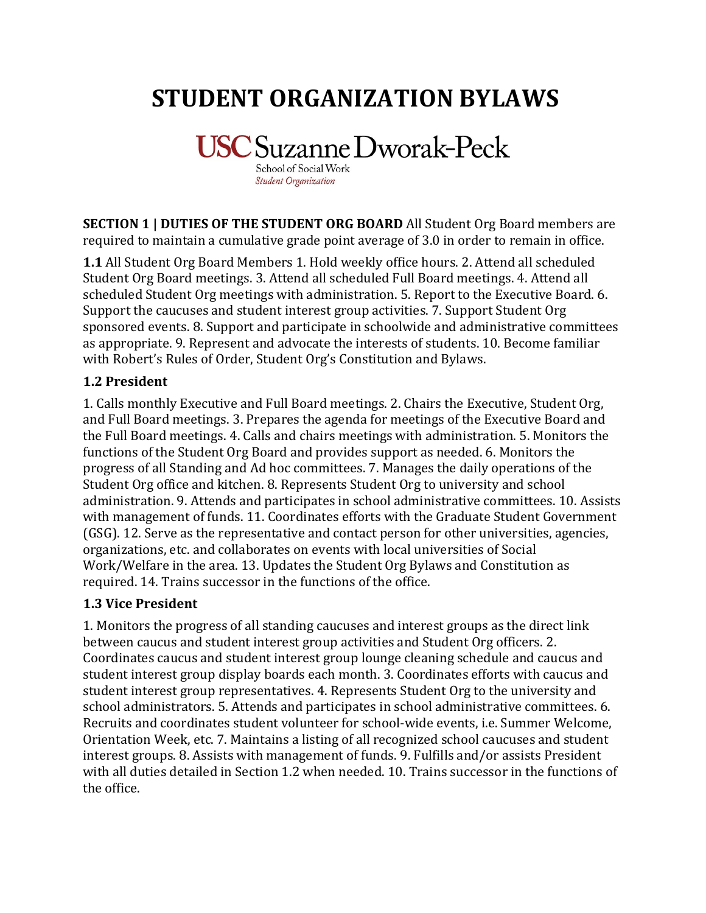# STUDENT ORGANIZATION BYLAWS

USC Suzanne Dworak-Peck
School of Social Work
*Student Organization*

**SECTION 1 | DUTIES OF THE STUDENT ORG BOARD** All Student Org Board members are required to maintain a cumulative grade point average of 3.0 in order to remain in office.

**1.1** All Student Org Board Members 1. Hold weekly office hours. 2. Attend all scheduled Student Org Board meetings. 3. Attend all scheduled Full Board meetings. 4. Attend all scheduled Student Org meetings with administration. 5. Report to the Executive Board. 6. Support the caucuses and student interest group activities. 7. Support Student Org sponsored events. 8. Support and participate in schoolwide and administrative committees as appropriate. 9. Represent and advocate the interests of students. 10. Become familiar with Robert's Rules of Order, Student Org's Constitution and Bylaws.

### 1.2 President

1. Calls monthly Executive and Full Board meetings. 2. Chairs the Executive, Student Org, and Full Board meetings. 3. Prepares the agenda for meetings of the Executive Board and the Full Board meetings. 4. Calls and chairs meetings with administration. 5. Monitors the functions of the Student Org Board and provides support as needed. 6. Monitors the progress of all Standing and Ad hoc committees. 7. Manages the daily operations of the Student Org office and kitchen. 8. Represents Student Org to university and school administration. 9. Attends and participates in school administrative committees. 10. Assists with management of funds. 11. Coordinates efforts with the Graduate Student Government (GSG). 12. Serve as the representative and contact person for other universities, agencies, organizations, etc. and collaborates on events with local universities of Social Work/Welfare in the area. 13. Updates the Student Org Bylaws and Constitution as required. 14. Trains successor in the functions of the office.

### 1.3 Vice President

1. Monitors the progress of all standing caucuses and interest groups as the direct link between caucus and student interest group activities and Student Org officers. 2. Coordinates caucus and student interest group lounge cleaning schedule and caucus and student interest group display boards each month. 3. Coordinates efforts with caucus and student interest group representatives. 4. Represents Student Org to the university and school administrators. 5. Attends and participates in school administrative committees. 6. Recruits and coordinates student volunteer for school-wide events, i.e. Summer Welcome, Orientation Week, etc. 7. Maintains a listing of all recognized school caucuses and student interest groups. 8. Assists with management of funds. 9. Fulfills and/or assists President with all duties detailed in Section 1.2 when needed. 10. Trains successor in the functions of the office.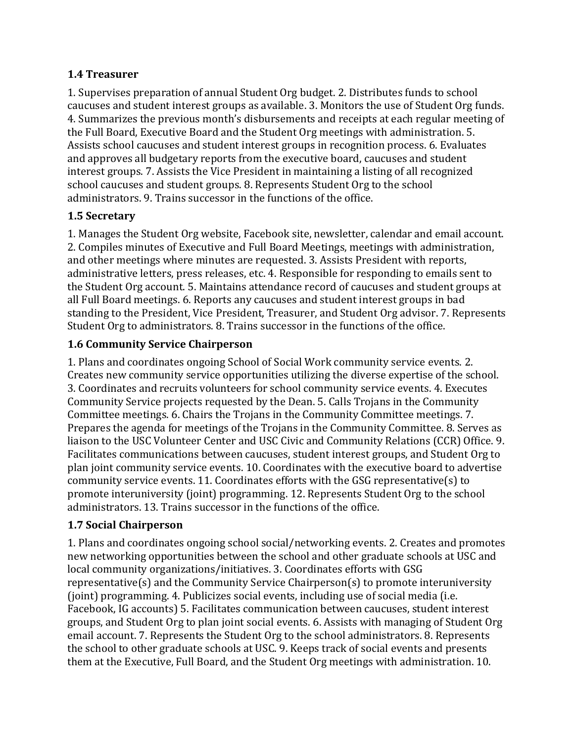### 1.4 Treasurer

1. Supervises preparation of annual Student Org budget. 2. Distributes funds to school caucuses and student interest groups as available. 3. Monitors the use of Student Org funds. 4. Summarizes the previous month's disbursements and receipts at each regular meeting of the Full Board, Executive Board and the Student Org meetings with administration. 5. Assists school caucuses and student interest groups in recognition process. 6. Evaluates and approves all budgetary reports from the executive board, caucuses and student interest groups. 7. Assists the Vice President in maintaining a listing of all recognized school caucuses and student groups. 8. Represents Student Org to the school administrators. 9. Trains successor in the functions of the office.

### 1.5 Secretary

1. Manages the Student Org website, Facebook site, newsletter, calendar and email account. 2. Compiles minutes of Executive and Full Board Meetings, meetings with administration, and other meetings where minutes are requested. 3. Assists President with reports, administrative letters, press releases, etc. 4. Responsible for responding to emails sent to the Student Org account. 5. Maintains attendance record of caucuses and student groups at all Full Board meetings. 6. Reports any caucuses and student interest groups in bad standing to the President, Vice President, Treasurer, and Student Org advisor. 7. Represents Student Org to administrators. 8. Trains successor in the functions of the office.

### 1.6 Community Service Chairperson

1. Plans and coordinates ongoing School of Social Work community service events. 2. Creates new community service opportunities utilizing the diverse expertise of the school. 3. Coordinates and recruits volunteers for school community service events. 4. Executes Community Service projects requested by the Dean. 5. Calls Trojans in the Community Committee meetings. 6. Chairs the Trojans in the Community Committee meetings. 7. Prepares the agenda for meetings of the Trojans in the Community Committee. 8. Serves as liaison to the USC Volunteer Center and USC Civic and Community Relations (CCR) Office. 9. Facilitates communications between caucuses, student interest groups, and Student Org to plan joint community service events. 10. Coordinates with the executive board to advertise community service events. 11. Coordinates efforts with the GSG representative(s) to promote interuniversity (joint) programming. 12. Represents Student Org to the school administrators. 13. Trains successor in the functions of the office.

### 1.7 Social Chairperson

1. Plans and coordinates ongoing school social/networking events. 2. Creates and promotes new networking opportunities between the school and other graduate schools at USC and local community organizations/initiatives. 3. Coordinates efforts with GSG representative(s) and the Community Service Chairperson(s) to promote interuniversity (joint) programming. 4. Publicizes social events, including use of social media (i.e. Facebook, IG accounts) 5. Facilitates communication between caucuses, student interest groups, and Student Org to plan joint social events. 6. Assists with managing of Student Org email account. 7. Represents the Student Org to the school administrators. 8. Represents the school to other graduate schools at USC. 9. Keeps track of social events and presents them at the Executive, Full Board, and the Student Org meetings with administration. 10.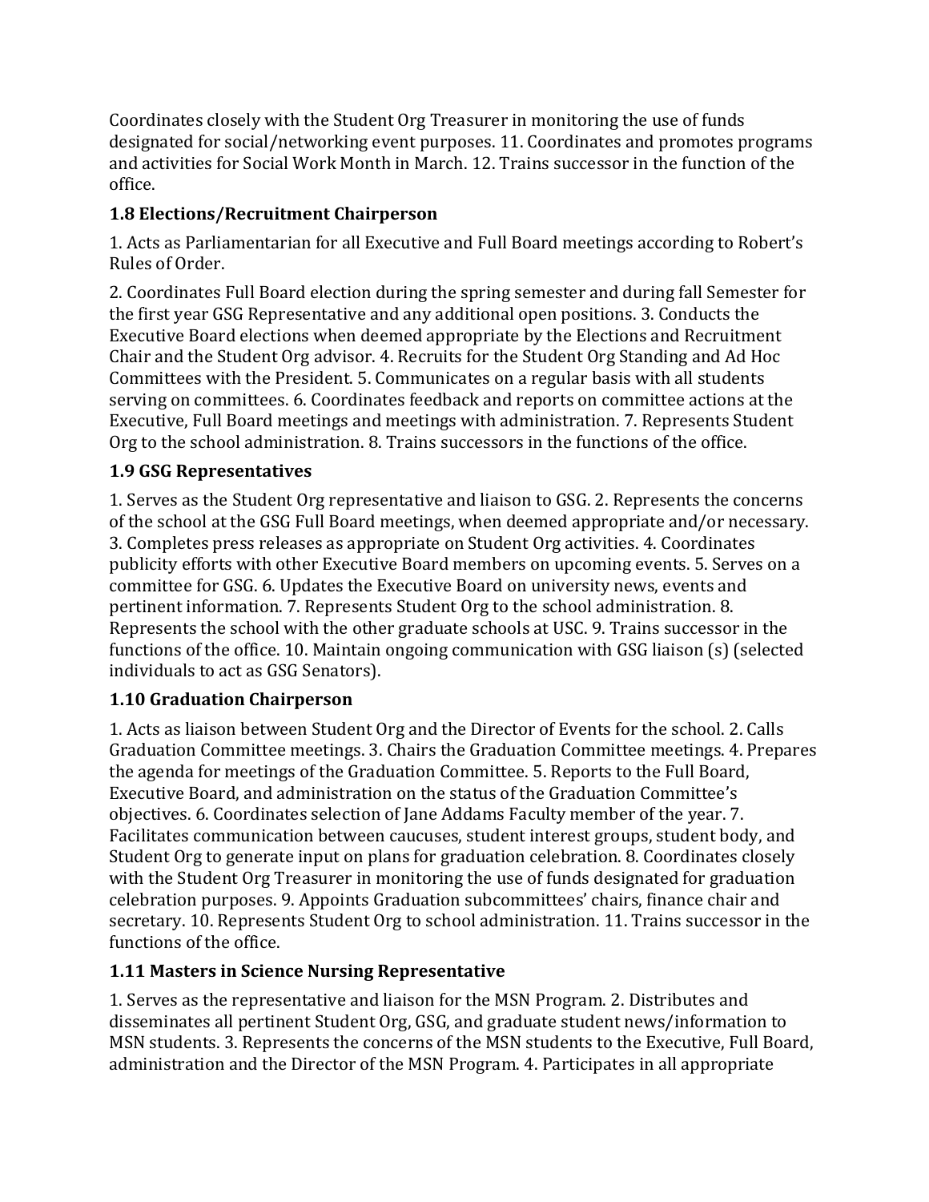Coordinates closely with the Student Org Treasurer in monitoring the use of funds designated for social/networking event purposes. 11. Coordinates and promotes programs and activities for Social Work Month in March. 12. Trains successor in the function of the office.

### 1.8 Elections/Recruitment Chairperson

1. Acts as Parliamentarian for all Executive and Full Board meetings according to Robert's Rules of Order.

2. Coordinates Full Board election during the spring semester and during fall Semester for the first year GSG Representative and any additional open positions. 3. Conducts the Executive Board elections when deemed appropriate by the Elections and Recruitment Chair and the Student Org advisor. 4. Recruits for the Student Org Standing and Ad Hoc Committees with the President. 5. Communicates on a regular basis with all students serving on committees. 6. Coordinates feedback and reports on committee actions at the Executive, Full Board meetings and meetings with administration. 7. Represents Student Org to the school administration. 8. Trains successors in the functions of the office.

### 1.9 GSG Representatives

1. Serves as the Student Org representative and liaison to GSG. 2. Represents the concerns of the school at the GSG Full Board meetings, when deemed appropriate and/or necessary. 3. Completes press releases as appropriate on Student Org activities. 4. Coordinates publicity efforts with other Executive Board members on upcoming events. 5. Serves on a committee for GSG. 6. Updates the Executive Board on university news, events and pertinent information. 7. Represents Student Org to the school administration. 8. Represents the school with the other graduate schools at USC. 9. Trains successor in the functions of the office. 10. Maintain ongoing communication with GSG liaison (s) (selected individuals to act as GSG Senators).

### 1.10 Graduation Chairperson

1. Acts as liaison between Student Org and the Director of Events for the school. 2. Calls Graduation Committee meetings. 3. Chairs the Graduation Committee meetings. 4. Prepares the agenda for meetings of the Graduation Committee. 5. Reports to the Full Board, Executive Board, and administration on the status of the Graduation Committee's objectives. 6. Coordinates selection of Jane Addams Faculty member of the year. 7. Facilitates communication between caucuses, student interest groups, student body, and Student Org to generate input on plans for graduation celebration. 8. Coordinates closely with the Student Org Treasurer in monitoring the use of funds designated for graduation celebration purposes. 9. Appoints Graduation subcommittees' chairs, finance chair and secretary. 10. Represents Student Org to school administration. 11. Trains successor in the functions of the office.

### 1.11 Masters in Science Nursing Representative

1. Serves as the representative and liaison for the MSN Program. 2. Distributes and disseminates all pertinent Student Org, GSG, and graduate student news/information to MSN students. 3. Represents the concerns of the MSN students to the Executive, Full Board, administration and the Director of the MSN Program. 4. Participates in all appropriate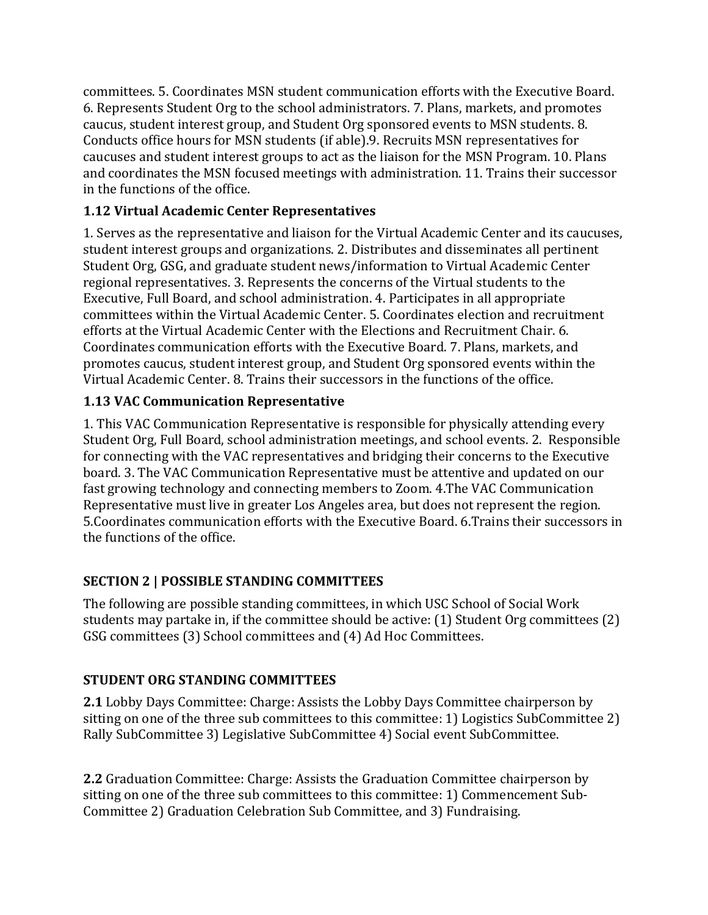committees. 5. Coordinates MSN student communication efforts with the Executive Board. 6. Represents Student Org to the school administrators. 7. Plans, markets, and promotes caucus, student interest group, and Student Org sponsored events to MSN students. 8. Conducts office hours for MSN students (if able).9. Recruits MSN representatives for caucuses and student interest groups to act as the liaison for the MSN Program. 10. Plans and coordinates the MSN focused meetings with administration. 11. Trains their successor in the functions of the office.

### 1.12 Virtual Academic Center Representatives

1. Serves as the representative and liaison for the Virtual Academic Center and its caucuses, student interest groups and organizations. 2. Distributes and disseminates all pertinent Student Org, GSG, and graduate student news/information to Virtual Academic Center regional representatives. 3. Represents the concerns of the Virtual students to the Executive, Full Board, and school administration. 4. Participates in all appropriate committees within the Virtual Academic Center. 5. Coordinates election and recruitment efforts at the Virtual Academic Center with the Elections and Recruitment Chair. 6. Coordinates communication efforts with the Executive Board. 7. Plans, markets, and promotes caucus, student interest group, and Student Org sponsored events within the Virtual Academic Center. 8. Trains their successors in the functions of the office.

### 1.13 VAC Communication Representative

1. This VAC Communication Representative is responsible for physically attending every Student Org, Full Board, school administration meetings, and school events. 2. Responsible for connecting with the VAC representatives and bridging their concerns to the Executive board. 3. The VAC Communication Representative must be attentive and updated on our fast growing technology and connecting members to Zoom. 4.The VAC Communication Representative must live in greater Los Angeles area, but does not represent the region. 5.Coordinates communication efforts with the Executive Board. 6.Trains their successors in the functions of the office.

## SECTION 2 | POSSIBLE STANDING COMMITTEES

The following are possible standing committees, in which USC School of Social Work students may partake in, if the committee should be active: (1) Student Org committees (2) GSG committees (3) School committees and (4) Ad Hoc Committees.

## STUDENT ORG STANDING COMMITTEES

**2.1** Lobby Days Committee: Charge: Assists the Lobby Days Committee chairperson by sitting on one of the three sub committees to this committee: 1) Logistics SubCommittee 2) Rally SubCommittee 3) Legislative SubCommittee 4) Social event SubCommittee.

**2.2** Graduation Committee: Charge: Assists the Graduation Committee chairperson by sitting on one of the three sub committees to this committee: 1) Commencement Sub-Committee 2) Graduation Celebration Sub Committee, and 3) Fundraising.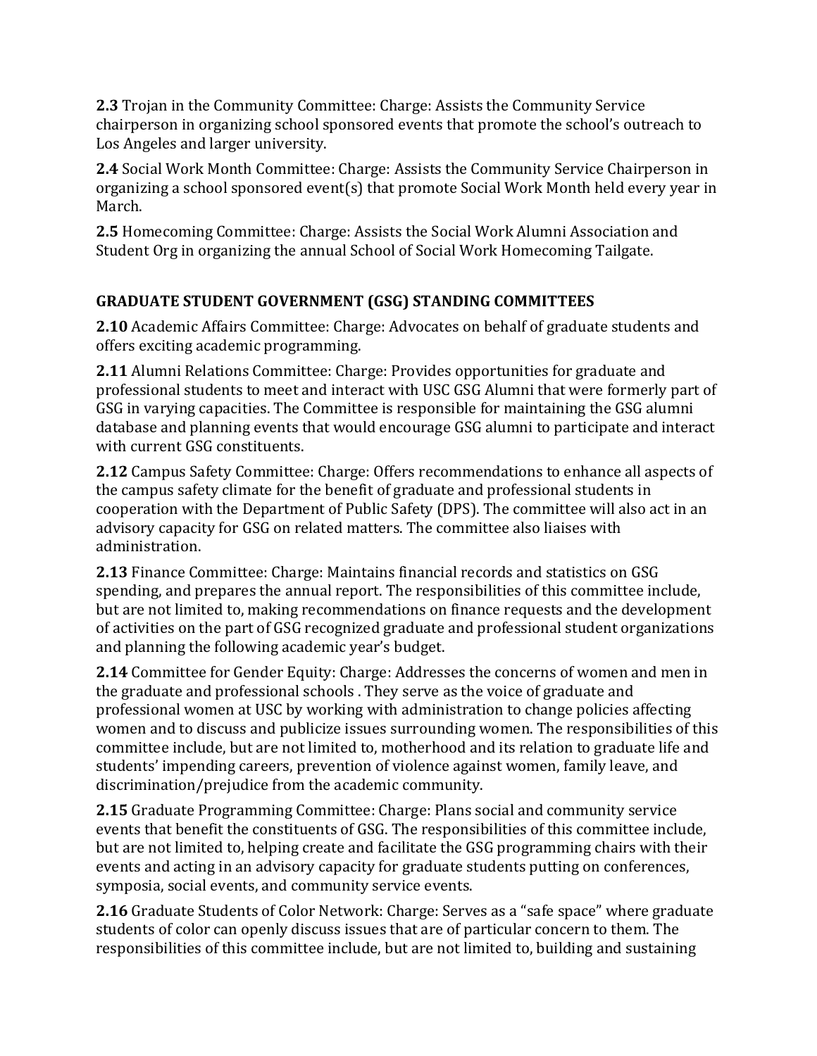**2.3** Trojan in the Community Committee: Charge: Assists the Community Service chairperson in organizing school sponsored events that promote the school's outreach to Los Angeles and larger university.

**2.4** Social Work Month Committee: Charge: Assists the Community Service Chairperson in organizing a school sponsored event(s) that promote Social Work Month held every year in March.

**2.5** Homecoming Committee: Charge: Assists the Social Work Alumni Association and Student Org in organizing the annual School of Social Work Homecoming Tailgate.

## GRADUATE STUDENT GOVERNMENT (GSG) STANDING COMMITTEES

**2.10** Academic Affairs Committee: Charge: Advocates on behalf of graduate students and offers exciting academic programming.

**2.11** Alumni Relations Committee: Charge: Provides opportunities for graduate and professional students to meet and interact with USC GSG Alumni that were formerly part of GSG in varying capacities. The Committee is responsible for maintaining the GSG alumni database and planning events that would encourage GSG alumni to participate and interact with current GSG constituents.

**2.12** Campus Safety Committee: Charge: Offers recommendations to enhance all aspects of the campus safety climate for the benefit of graduate and professional students in cooperation with the Department of Public Safety (DPS). The committee will also act in an advisory capacity for GSG on related matters. The committee also liaises with administration.

**2.13** Finance Committee: Charge: Maintains financial records and statistics on GSG spending, and prepares the annual report. The responsibilities of this committee include, but are not limited to, making recommendations on finance requests and the development of activities on the part of GSG recognized graduate and professional student organizations and planning the following academic year's budget.

**2.14** Committee for Gender Equity: Charge: Addresses the concerns of women and men in the graduate and professional schools . They serve as the voice of graduate and professional women at USC by working with administration to change policies affecting women and to discuss and publicize issues surrounding women. The responsibilities of this committee include, but are not limited to, motherhood and its relation to graduate life and students' impending careers, prevention of violence against women, family leave, and discrimination/prejudice from the academic community.

**2.15** Graduate Programming Committee: Charge: Plans social and community service events that benefit the constituents of GSG. The responsibilities of this committee include, but are not limited to, helping create and facilitate the GSG programming chairs with their events and acting in an advisory capacity for graduate students putting on conferences, symposia, social events, and community service events.

**2.16** Graduate Students of Color Network: Charge: Serves as a "safe space" where graduate students of color can openly discuss issues that are of particular concern to them. The responsibilities of this committee include, but are not limited to, building and sustaining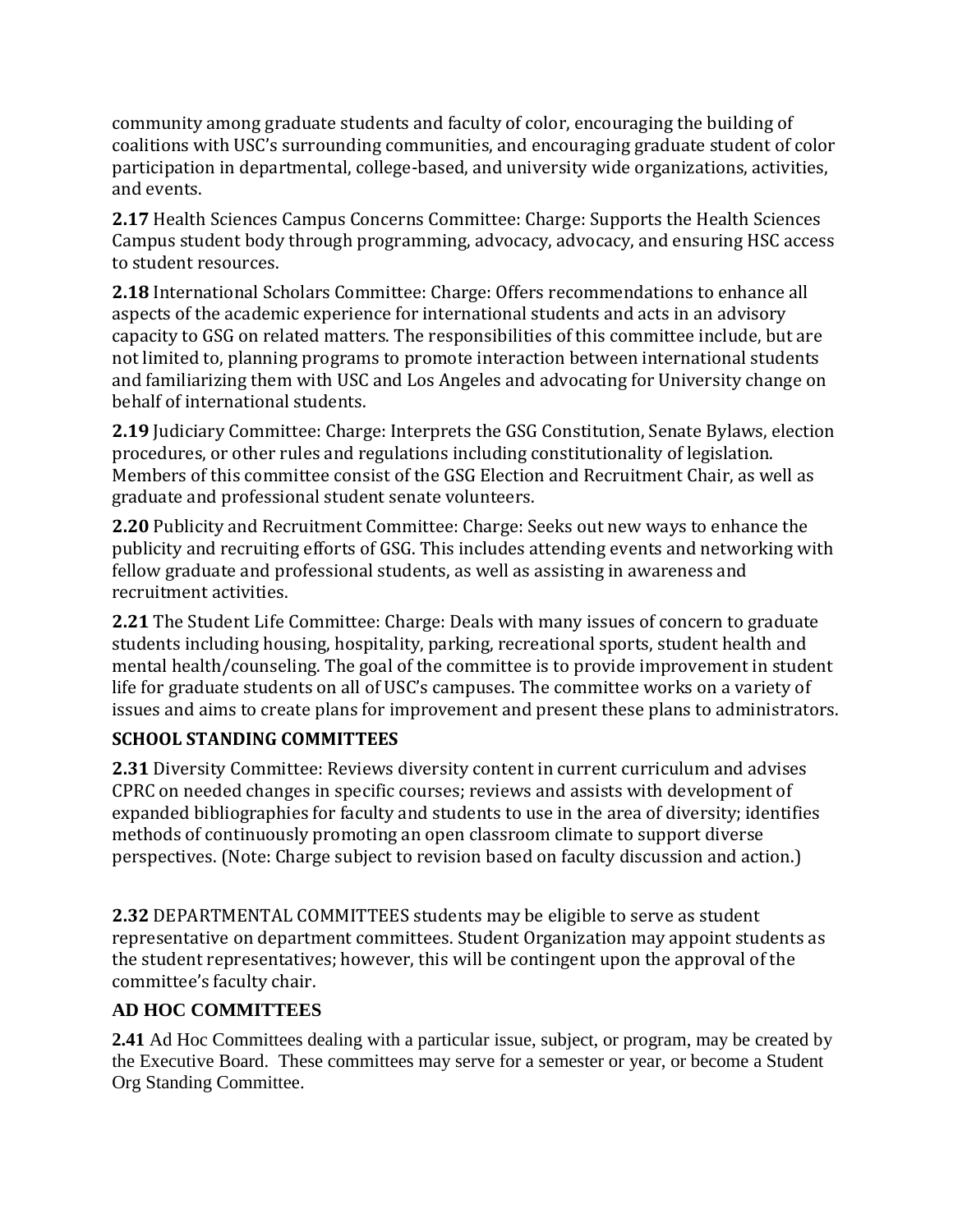community among graduate students and faculty of color, encouraging the building of coalitions with USC's surrounding communities, and encouraging graduate student of color participation in departmental, college-based, and university wide organizations, activities, and events.

**2.17** Health Sciences Campus Concerns Committee: Charge: Supports the Health Sciences Campus student body through programming, advocacy, advocacy, and ensuring HSC access to student resources.

**2.18** International Scholars Committee: Charge: Offers recommendations to enhance all aspects of the academic experience for international students and acts in an advisory capacity to GSG on related matters. The responsibilities of this committee include, but are not limited to, planning programs to promote interaction between international students and familiarizing them with USC and Los Angeles and advocating for University change on behalf of international students.

**2.19** Judiciary Committee: Charge: Interprets the GSG Constitution, Senate Bylaws, election procedures, or other rules and regulations including constitutionality of legislation. Members of this committee consist of the GSG Election and Recruitment Chair, as well as graduate and professional student senate volunteers.

**2.20** Publicity and Recruitment Committee: Charge: Seeks out new ways to enhance the publicity and recruiting efforts of GSG. This includes attending events and networking with fellow graduate and professional students, as well as assisting in awareness and recruitment activities.

**2.21** The Student Life Committee: Charge: Deals with many issues of concern to graduate students including housing, hospitality, parking, recreational sports, student health and mental health/counseling. The goal of the committee is to provide improvement in student life for graduate students on all of USC's campuses. The committee works on a variety of issues and aims to create plans for improvement and present these plans to administrators.

### SCHOOL STANDING COMMITTEES

**2.31** Diversity Committee: Reviews diversity content in current curriculum and advises CPRC on needed changes in specific courses; reviews and assists with development of expanded bibliographies for faculty and students to use in the area of diversity; identifies methods of continuously promoting an open classroom climate to support diverse perspectives. (Note: Charge subject to revision based on faculty discussion and action.)

**2.32** DEPARTMENTAL COMMITTEES students may be eligible to serve as student representative on department committees. Student Organization may appoint students as the student representatives; however, this will be contingent upon the approval of the committee's faculty chair.

### AD HOC COMMITTEES

**2.41** Ad Hoc Committees dealing with a particular issue, subject, or program, may be created by the Executive Board. These committees may serve for a semester or year, or become a Student Org Standing Committee.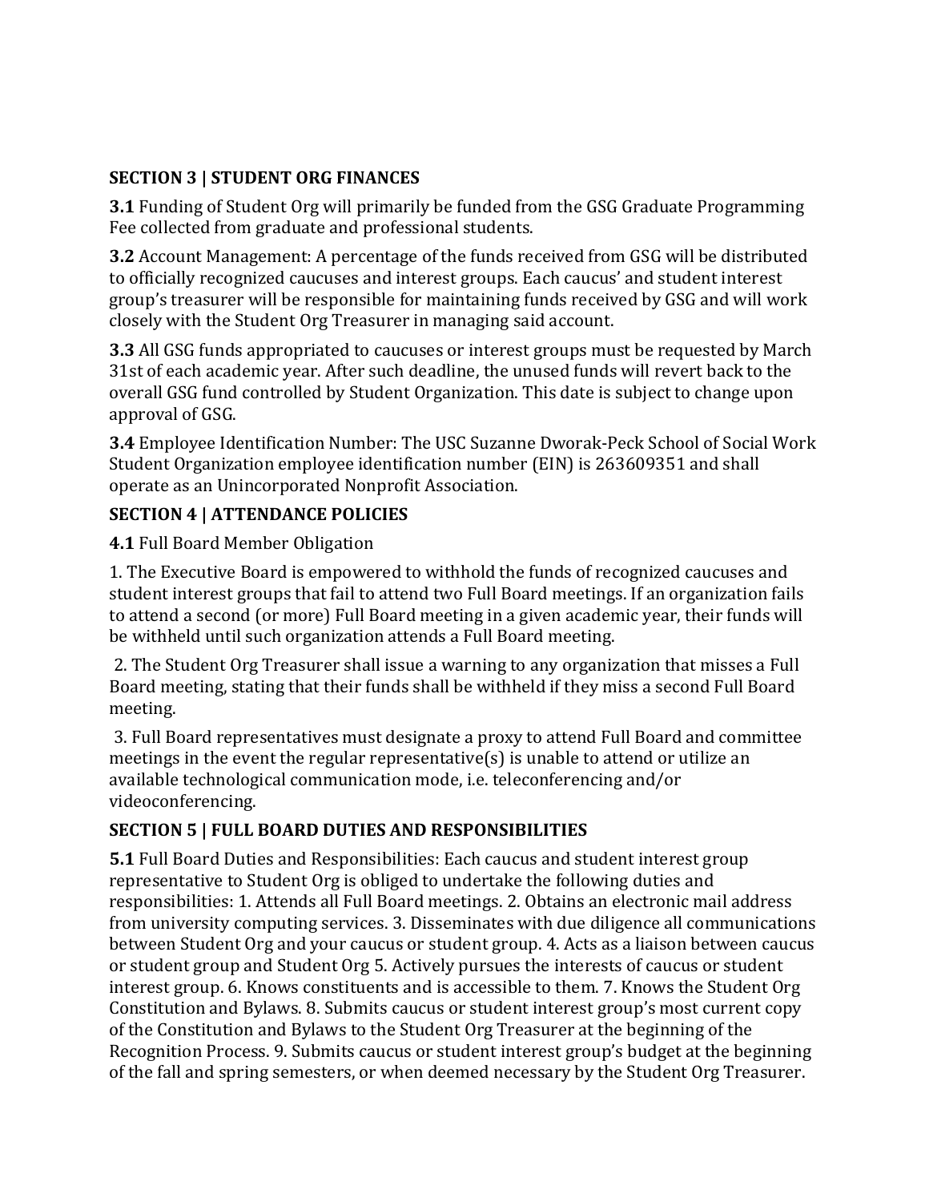## SECTION 3 | STUDENT ORG FINANCES

**3.1** Funding of Student Org will primarily be funded from the GSG Graduate Programming Fee collected from graduate and professional students.

**3.2** Account Management: A percentage of the funds received from GSG will be distributed to officially recognized caucuses and interest groups. Each caucus' and student interest group's treasurer will be responsible for maintaining funds received by GSG and will work closely with the Student Org Treasurer in managing said account.

**3.3** All GSG funds appropriated to caucuses or interest groups must be requested by March 31st of each academic year. After such deadline, the unused funds will revert back to the overall GSG fund controlled by Student Organization. This date is subject to change upon approval of GSG.

**3.4** Employee Identification Number: The USC Suzanne Dworak-Peck School of Social Work Student Organization employee identification number (EIN) is 263609351 and shall operate as an Unincorporated Nonprofit Association.

## SECTION 4 | ATTENDANCE POLICIES

**4.1** Full Board Member Obligation

1. The Executive Board is empowered to withhold the funds of recognized caucuses and student interest groups that fail to attend two Full Board meetings. If an organization fails to attend a second (or more) Full Board meeting in a given academic year, their funds will be withheld until such organization attends a Full Board meeting.

2. The Student Org Treasurer shall issue a warning to any organization that misses a Full Board meeting, stating that their funds shall be withheld if they miss a second Full Board meeting.

3. Full Board representatives must designate a proxy to attend Full Board and committee meetings in the event the regular representative(s) is unable to attend or utilize an available technological communication mode, i.e. teleconferencing and/or videoconferencing.

## SECTION 5 | FULL BOARD DUTIES AND RESPONSIBILITIES

**5.1** Full Board Duties and Responsibilities: Each caucus and student interest group representative to Student Org is obliged to undertake the following duties and responsibilities: 1. Attends all Full Board meetings. 2. Obtains an electronic mail address from university computing services. 3. Disseminates with due diligence all communications between Student Org and your caucus or student group. 4. Acts as a liaison between caucus or student group and Student Org 5. Actively pursues the interests of caucus or student interest group. 6. Knows constituents and is accessible to them. 7. Knows the Student Org Constitution and Bylaws. 8. Submits caucus or student interest group's most current copy of the Constitution and Bylaws to the Student Org Treasurer at the beginning of the Recognition Process. 9. Submits caucus or student interest group's budget at the beginning of the fall and spring semesters, or when deemed necessary by the Student Org Treasurer.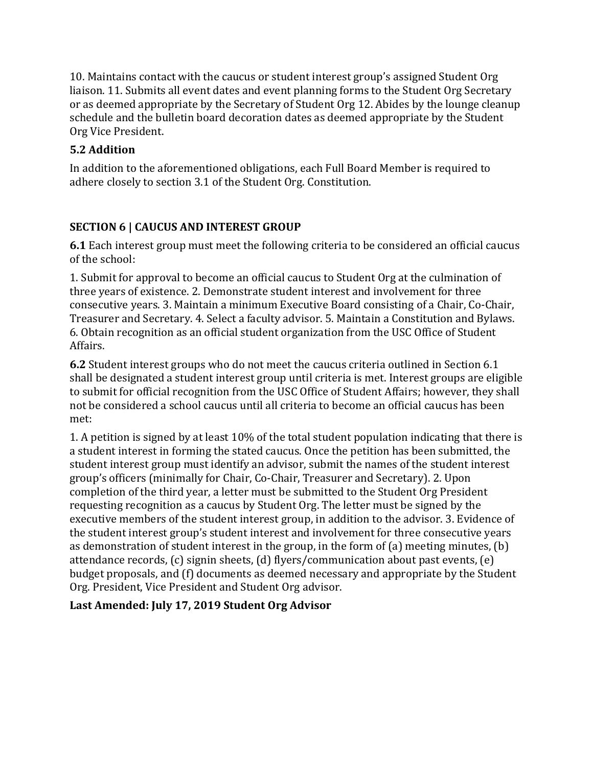10. Maintains contact with the caucus or student interest group's assigned Student Org liaison. 11. Submits all event dates and event planning forms to the Student Org Secretary or as deemed appropriate by the Secretary of Student Org 12. Abides by the lounge cleanup schedule and the bulletin board decoration dates as deemed appropriate by the Student Org Vice President.

### 5.2 Addition

In addition to the aforementioned obligations, each Full Board Member is required to adhere closely to section 3.1 of the Student Org. Constitution.

## SECTION 6 | CAUCUS AND INTEREST GROUP

**6.1** Each interest group must meet the following criteria to be considered an official caucus of the school:

1. Submit for approval to become an official caucus to Student Org at the culmination of three years of existence. 2. Demonstrate student interest and involvement for three consecutive years. 3. Maintain a minimum Executive Board consisting of a Chair, Co-Chair, Treasurer and Secretary. 4. Select a faculty advisor. 5. Maintain a Constitution and Bylaws. 6. Obtain recognition as an official student organization from the USC Office of Student Affairs.

**6.2** Student interest groups who do not meet the caucus criteria outlined in Section 6.1 shall be designated a student interest group until criteria is met. Interest groups are eligible to submit for official recognition from the USC Office of Student Affairs; however, they shall not be considered a school caucus until all criteria to become an official caucus has been met:

1. A petition is signed by at least 10% of the total student population indicating that there is a student interest in forming the stated caucus. Once the petition has been submitted, the student interest group must identify an advisor, submit the names of the student interest group's officers (minimally for Chair, Co-Chair, Treasurer and Secretary). 2. Upon completion of the third year, a letter must be submitted to the Student Org President requesting recognition as a caucus by Student Org. The letter must be signed by the executive members of the student interest group, in addition to the advisor. 3. Evidence of the student interest group's student interest and involvement for three consecutive years as demonstration of student interest in the group, in the form of (a) meeting minutes, (b) attendance records, (c) signin sheets, (d) flyers/communication about past events, (e) budget proposals, and (f) documents as deemed necessary and appropriate by the Student Org. President, Vice President and Student Org advisor.

**Last Amended: July 17, 2019 Student Org Advisor**